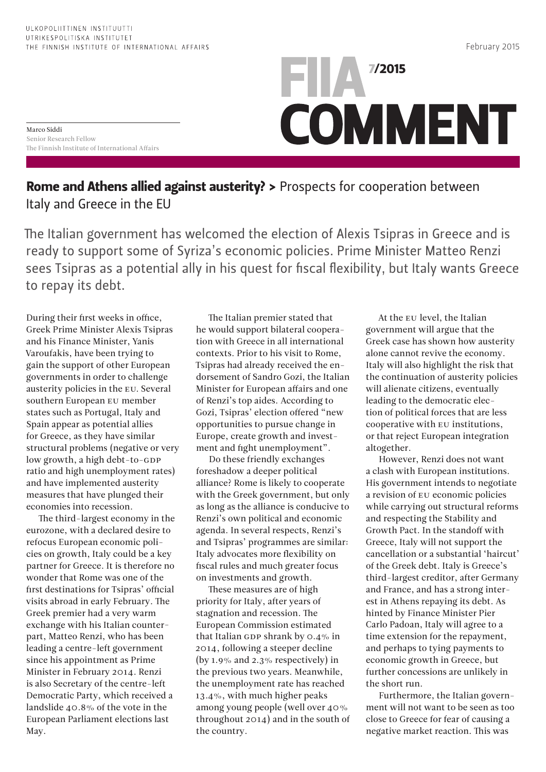ULKOPOLIITTINEN INSTITUUTTI
UTRIKESPOLITISKA INSTITUTET
THE FINNISH INSTITUTE OF INTERNATIONAL AFFAIRS

February 2015

# FIIA COMMENT 7/2015

Marco Siddi
Senior Research Fellow
The Finnish Institute of International Affairs

## **Rome and Athens allied against austerity? >** Prospects for cooperation between Italy and Greece in the EU

The Italian government has welcomed the election of Alexis Tsipras in Greece and is ready to support some of Syriza's economic policies. Prime Minister Matteo Renzi sees Tsipras as a potential ally in his quest for fiscal flexibility, but Italy wants Greece to repay its debt.

During their first weeks in office, Greek Prime Minister Alexis Tsipras and his Finance Minister, Yanis Varoufakis, have been trying to gain the support of other European governments in order to challenge austerity policies in the EU. Several southern European EU member states such as Portugal, Italy and Spain appear as potential allies for Greece, as they have similar structural problems (negative or very low growth, a high debt-to-GDP ratio and high unemployment rates) and have implemented austerity measures that have plunged their economies into recession.

The third-largest economy in the eurozone, with a declared desire to refocus European economic policies on growth, Italy could be a key partner for Greece. It is therefore no wonder that Rome was one of the first destinations for Tsipras' official visits abroad in early February. The Greek premier had a very warm exchange with his Italian counterpart, Matteo Renzi, who has been leading a centre-left government since his appointment as Prime Minister in February 2014. Renzi is also Secretary of the centre-left Democratic Party, which received a landslide 40.8% of the vote in the European Parliament elections last May.

The Italian premier stated that he would support bilateral cooperation with Greece in all international contexts. Prior to his visit to Rome, Tsipras had already received the endorsement of Sandro Gozi, the Italian Minister for European affairs and one of Renzi's top aides. According to Gozi, Tsipras' election offered "new opportunities to pursue change in Europe, create growth and investment and fight unemployment".

Do these friendly exchanges foreshadow a deeper political alliance? Rome is likely to cooperate with the Greek government, but only as long as the alliance is conducive to Renzi's own political and economic agenda. In several respects, Renzi's and Tsipras' programmes are similar: Italy advocates more flexibility on fiscal rules and much greater focus on investments and growth.

These measures are of high priority for Italy, after years of stagnation and recession. The European Commission estimated that Italian GDP shrank by 0.4% in 2014, following a steeper decline (by 1.9% and 2.3% respectively) in the previous two years. Meanwhile, the unemployment rate has reached 13.4%, with much higher peaks among young people (well over 40% throughout 2014) and in the south of the country.

At the EU level, the Italian government will argue that the Greek case has shown how austerity alone cannot revive the economy. Italy will also highlight the risk that the continuation of austerity policies will alienate citizens, eventually leading to the democratic election of political forces that are less cooperative with EU institutions, or that reject European integration altogether.

However, Renzi does not want a clash with European institutions. His government intends to negotiate a revision of EU economic policies while carrying out structural reforms and respecting the Stability and Growth Pact. In the standoff with Greece, Italy will not support the cancellation or a substantial 'haircut' of the Greek debt. Italy is Greece's third-largest creditor, after Germany and France, and has a strong interest in Athens repaying its debt. As hinted by Finance Minister Pier Carlo Padoan, Italy will agree to a time extension for the repayment, and perhaps to tying payments to economic growth in Greece, but further concessions are unlikely in the short run.

Furthermore, the Italian government will not want to be seen as too close to Greece for fear of causing a negative market reaction. This was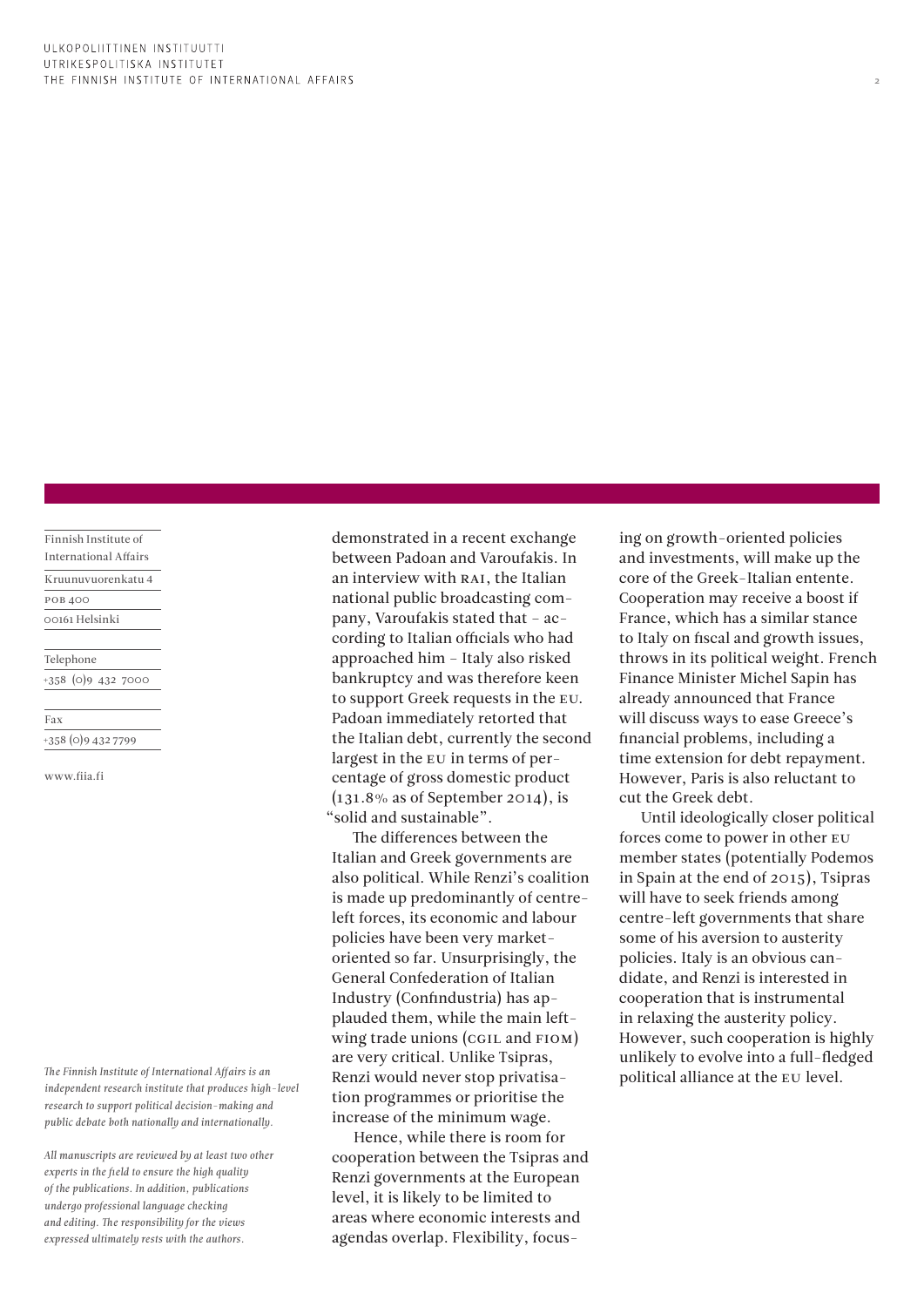demonstrated in a recent exchange between Padoan and Varoufakis. In an interview with RAI, the Italian national public broadcasting company, Varoufakis stated that – according to Italian officials who had approached him – Italy also risked bankruptcy and was therefore keen to support Greek requests in the EU. Padoan immediately retorted that the Italian debt, currently the second largest in the EU in terms of percentage of gross domestic product (131.8% as of September 2014), is "solid and sustainable".

The differences between the Italian and Greek governments are also political. While Renzi's coalition is made up predominantly of centre-left forces, its economic and labour policies have been very market-oriented so far. Unsurprisingly, the General Confederation of Italian Industry (Confindustria) has applauded them, while the main left-wing trade unions (CGIL and FIOM) are very critical. Unlike Tsipras, Renzi would never stop privatisation programmes or prioritise the increase of the minimum wage.

Hence, while there is room for cooperation between the Tsipras and Renzi governments at the European level, it is likely to be limited to areas where economic interests and agendas overlap. Flexibility, focusing on growth-oriented policies and investments, will make up the core of the Greek-Italian entente. Cooperation may receive a boost if France, which has a similar stance to Italy on fiscal and growth issues, throws in its political weight. French Finance Minister Michel Sapin has already announced that France will discuss ways to ease Greece's financial problems, including a time extension for debt repayment. However, Paris is also reluctant to cut the Greek debt.

Until ideologically closer political forces come to power in other EU member states (potentially Podemos in Spain at the end of 2015), Tsipras will have to seek friends among centre-left governments that share some of his aversion to austerity policies. Italy is an obvious candidate, and Renzi is interested in cooperation that is instrumental in relaxing the austerity policy. However, such cooperation is highly unlikely to evolve into a full-fledged political alliance at the EU level.

Finnish Institute of International Affairs
Kruunuvuorenkatu 4
POB 400
00161 Helsinki

Telephone
+358 (0)9 432 7000

Fax
+358 (0)9 432 7799

www.fiia.fi

*The Finnish Institute of International Affairs is an independent research institute that produces high-level research to support political decision-making and public debate both nationally and internationally.*

*All manuscripts are reviewed by at least two other experts in the field to ensure the high quality of the publications. In addition, publications undergo professional language checking and editing. The responsibility for the views expressed ultimately rests with the authors.*